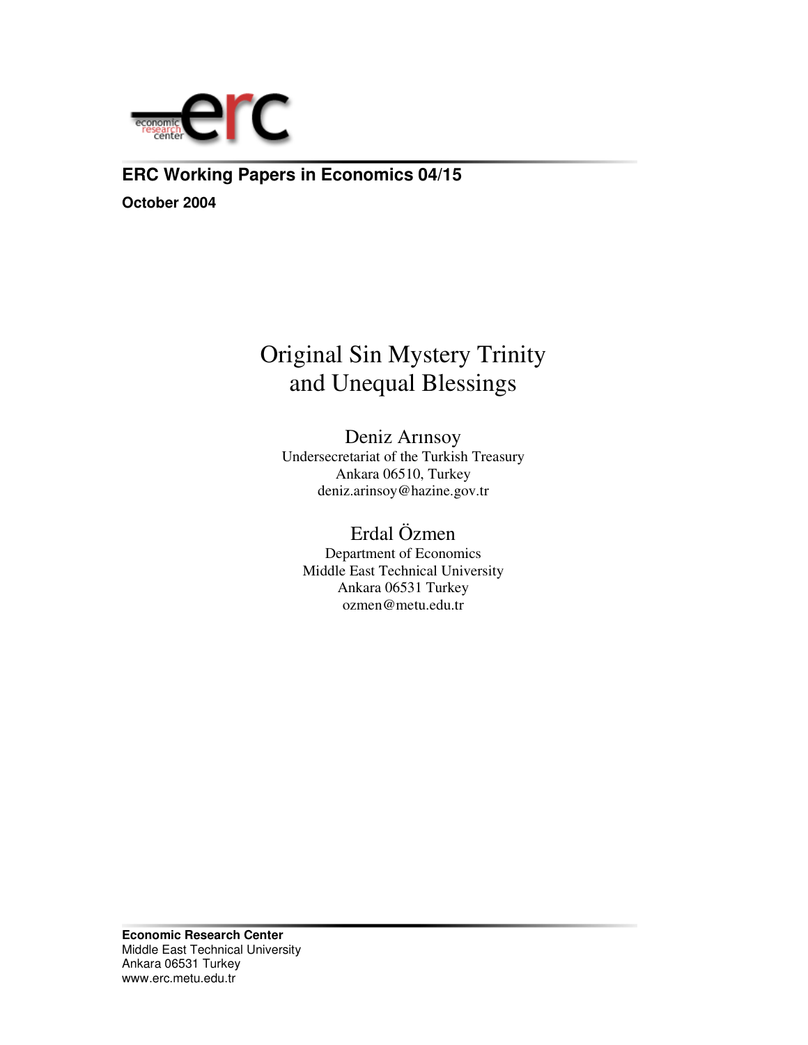economic research center **erc**

**ERC Working Papers in Economics 04/15**

**October 2004**

# Original Sin Mystery Trinity and Unequal Blessings

Deniz Arınsoy
Undersecretariat of the Turkish Treasury
Ankara 06510, Turkey
deniz.arinsoy@hazine.gov.tr

Erdal Özmen
Department of Economics
Middle East Technical University
Ankara 06531 Turkey
ozmen@metu.edu.tr

**Economic Research Center**
Middle East Technical University
Ankara 06531 Turkey
www.erc.metu.edu.tr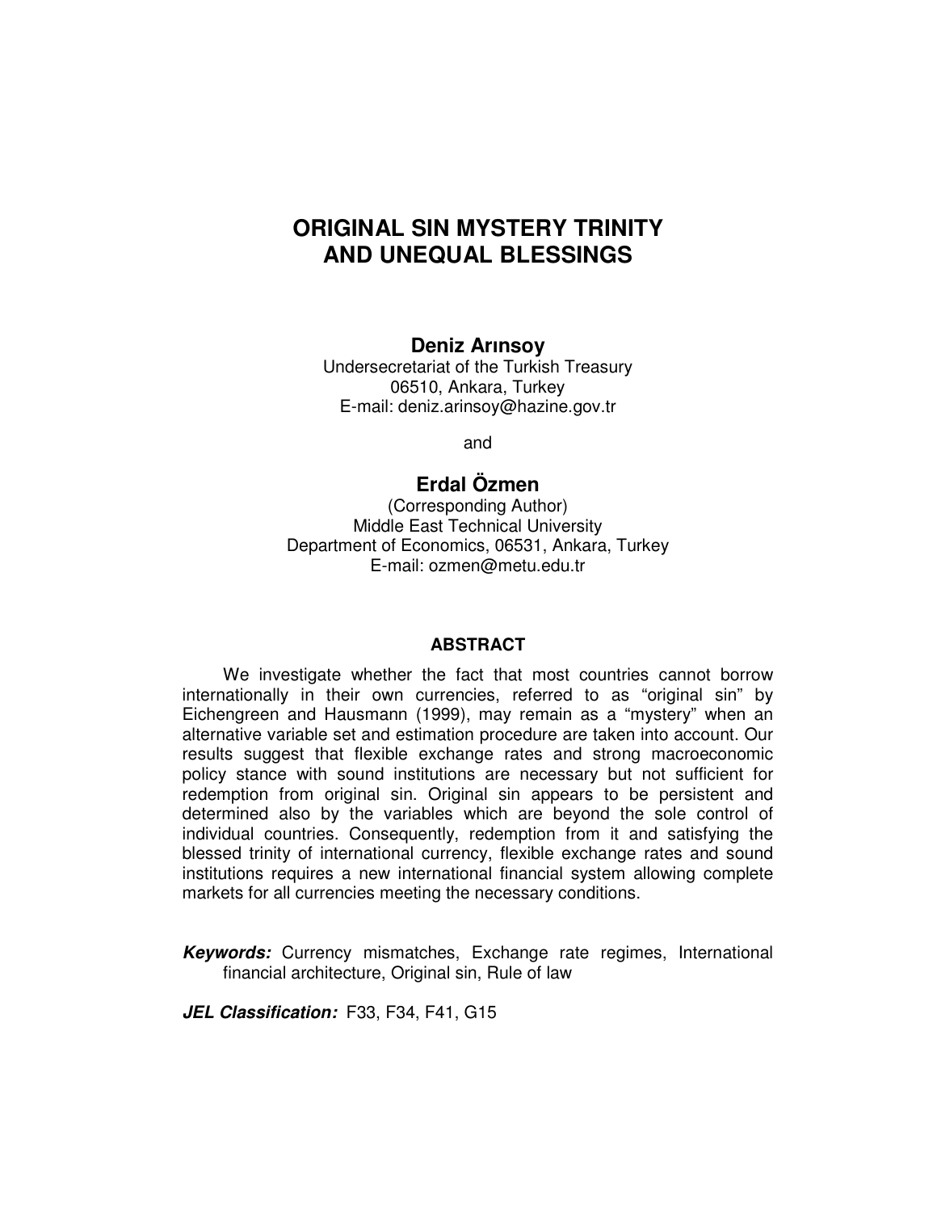# ORIGINAL SIN MYSTERY TRINITY AND UNEQUAL BLESSINGS

**Deniz Arınsoy**
Undersecretariat of the Turkish Treasury
06510, Ankara, Turkey
E-mail: deniz.arinsoy@hazine.gov.tr

and

**Erdal Özmen**
(Corresponding Author)
Middle East Technical University
Department of Economics, 06531, Ankara, Turkey
E-mail: ozmen@metu.edu.tr

## ABSTRACT

We investigate whether the fact that most countries cannot borrow internationally in their own currencies, referred to as "original sin" by Eichengreen and Hausmann (1999), may remain as a "mystery" when an alternative variable set and estimation procedure are taken into account. Our results suggest that flexible exchange rates and strong macroeconomic policy stance with sound institutions are necessary but not sufficient for redemption from original sin. Original sin appears to be persistent and determined also by the variables which are beyond the sole control of individual countries. Consequently, redemption from it and satisfying the blessed trinity of international currency, flexible exchange rates and sound institutions requires a new international financial system allowing complete markets for all currencies meeting the necessary conditions.

***Keywords:*** Currency mismatches, Exchange rate regimes, International financial architecture, Original sin, Rule of law

***JEL Classification:*** F33, F34, F41, G15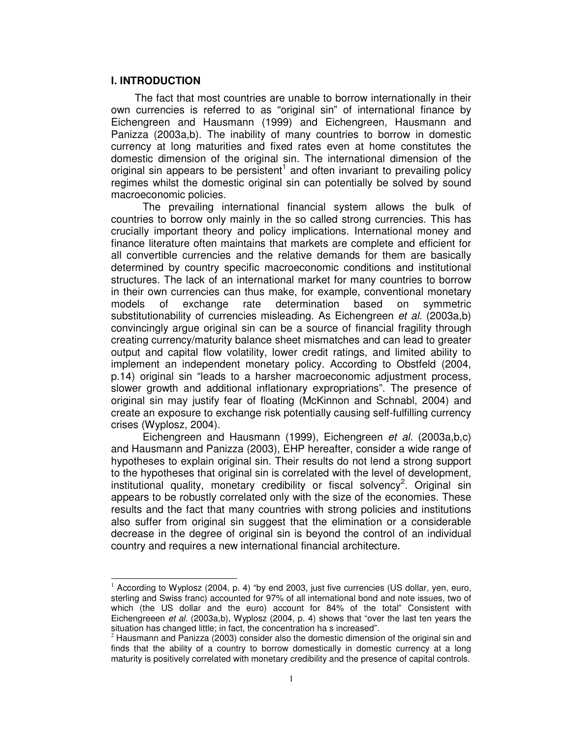## I. INTRODUCTION

The fact that most countries are unable to borrow internationally in their own currencies is referred to as "original sin" of international finance by Eichengreen and Hausmann (1999) and Eichengreen, Hausmann and Panizza (2003a,b). The inability of many countries to borrow in domestic currency at long maturities and fixed rates even at home constitutes the domestic dimension of the original sin. The international dimension of the original sin appears to be persistent[1] and often invariant to prevailing policy regimes whilst the domestic original sin can potentially be solved by sound macroeconomic policies.

The prevailing international financial system allows the bulk of countries to borrow only mainly in the so called strong currencies. This has crucially important theory and policy implications. International money and finance literature often maintains that markets are complete and efficient for all convertible currencies and the relative demands for them are basically determined by country specific macroeconomic conditions and institutional structures. The lack of an international market for many countries to borrow in their own currencies can thus make, for example, conventional monetary models of exchange rate determination based on symmetric substitutionability of currencies misleading. As Eichengreen *et al.* (2003a,b) convincingly argue original sin can be a source of financial fragility through creating currency/maturity balance sheet mismatches and can lead to greater output and capital flow volatility, lower credit ratings, and limited ability to implement an independent monetary policy. According to Obstfeld (2004, p.14) original sin "leads to a harsher macroeconomic adjustment process, slower growth and additional inflationary expropriations". The presence of original sin may justify fear of floating (McKinnon and Schnabl, 2004) and create an exposure to exchange risk potentially causing self-fulfilling currency crises (Wyplosz, 2004).

Eichengreen and Hausmann (1999), Eichengreen *et al.* (2003a,b,c) and Hausmann and Panizza (2003), EHP hereafter, consider a wide range of hypotheses to explain original sin. Their results do not lend a strong support to the hypotheses that original sin is correlated with the level of development, institutional quality, monetary credibility or fiscal solvency[2]. Original sin appears to be robustly correlated only with the size of the economies. These results and the fact that many countries with strong policies and institutions also suffer from original sin suggest that the elimination or a considerable decrease in the degree of original sin is beyond the control of an individual country and requires a new international financial architecture.

---

[1] According to Wyplosz (2004, p. 4) "by end 2003, just five currencies (US dollar, yen, euro, sterling and Swiss franc) accounted for 97% of all international bond and note issues, two of which (the US dollar and the euro) account for 84% of the total" Consistent with Eichengreeen *et al.* (2003a,b), Wyplosz (2004, p. 4) shows that "over the last ten years the situation has changed little; in fact, the concentration ha s increased".

[2] Hausmann and Panizza (2003) consider also the domestic dimension of the original sin and finds that the ability of a country to borrow domestically in domestic currency at a long maturity is positively correlated with monetary credibility and the presence of capital controls.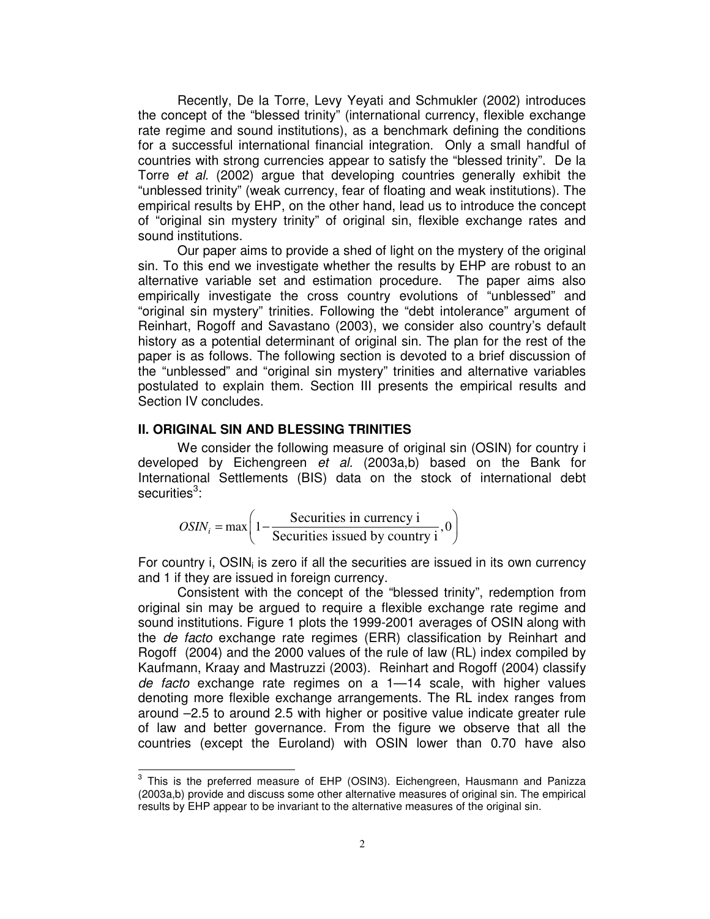Recently, De la Torre, Levy Yeyati and Schmukler (2002) introduces the concept of the "blessed trinity" (international currency, flexible exchange rate regime and sound institutions), as a benchmark defining the conditions for a successful international financial integration. Only a small handful of countries with strong currencies appear to satisfy the "blessed trinity". De la Torre *et al.* (2002) argue that developing countries generally exhibit the "unblessed trinity" (weak currency, fear of floating and weak institutions). The empirical results by EHP, on the other hand, lead us to introduce the concept of "original sin mystery trinity" of original sin, flexible exchange rates and sound institutions.

Our paper aims to provide a shed of light on the mystery of the original sin. To this end we investigate whether the results by EHP are robust to an alternative variable set and estimation procedure. The paper aims also empirically investigate the cross country evolutions of "unblessed" and "original sin mystery" trinities. Following the "debt intolerance" argument of Reinhart, Rogoff and Savastano (2003), we consider also country's default history as a potential determinant of original sin. The plan for the rest of the paper is as follows. The following section is devoted to a brief discussion of the "unblessed" and "original sin mystery" trinities and alternative variables postulated to explain them. Section III presents the empirical results and Section IV concludes.

## II. ORIGINAL SIN AND BLESSING TRINITIES

We consider the following measure of original sin (OSIN) for country i developed by Eichengreen *et al.* (2003a,b) based on the Bank for International Settlements (BIS) data on the stock of international debt securities[3]:

$$OSIN_i = \max\left(1 - \frac{\text{Securities in currency i}}{\text{Securities issued by country i}}, 0\right)$$

For country i, $OSIN_i$ is zero if all the securities are issued in its own currency and 1 if they are issued in foreign currency.

Consistent with the concept of the "blessed trinity", redemption from original sin may be argued to require a flexible exchange rate regime and sound institutions. Figure 1 plots the 1999-2001 averages of OSIN along with the *de facto* exchange rate regimes (ERR) classification by Reinhart and Rogoff (2004) and the 2000 values of the rule of law (RL) index compiled by Kaufmann, Kraay and Mastruzzi (2003). Reinhart and Rogoff (2004) classify *de facto* exchange rate regimes on a 1—14 scale, with higher values denoting more flexible exchange arrangements. The RL index ranges from around –2.5 to around 2.5 with higher or positive value indicate greater rule of law and better governance. From the figure we observe that all the countries (except the Euroland) with OSIN lower than 0.70 have also

[3] This is the preferred measure of EHP (OSIN3). Eichengreen, Hausmann and Panizza (2003a,b) provide and discuss some other alternative measures of original sin. The empirical results by EHP appear to be invariant to the alternative measures of the original sin.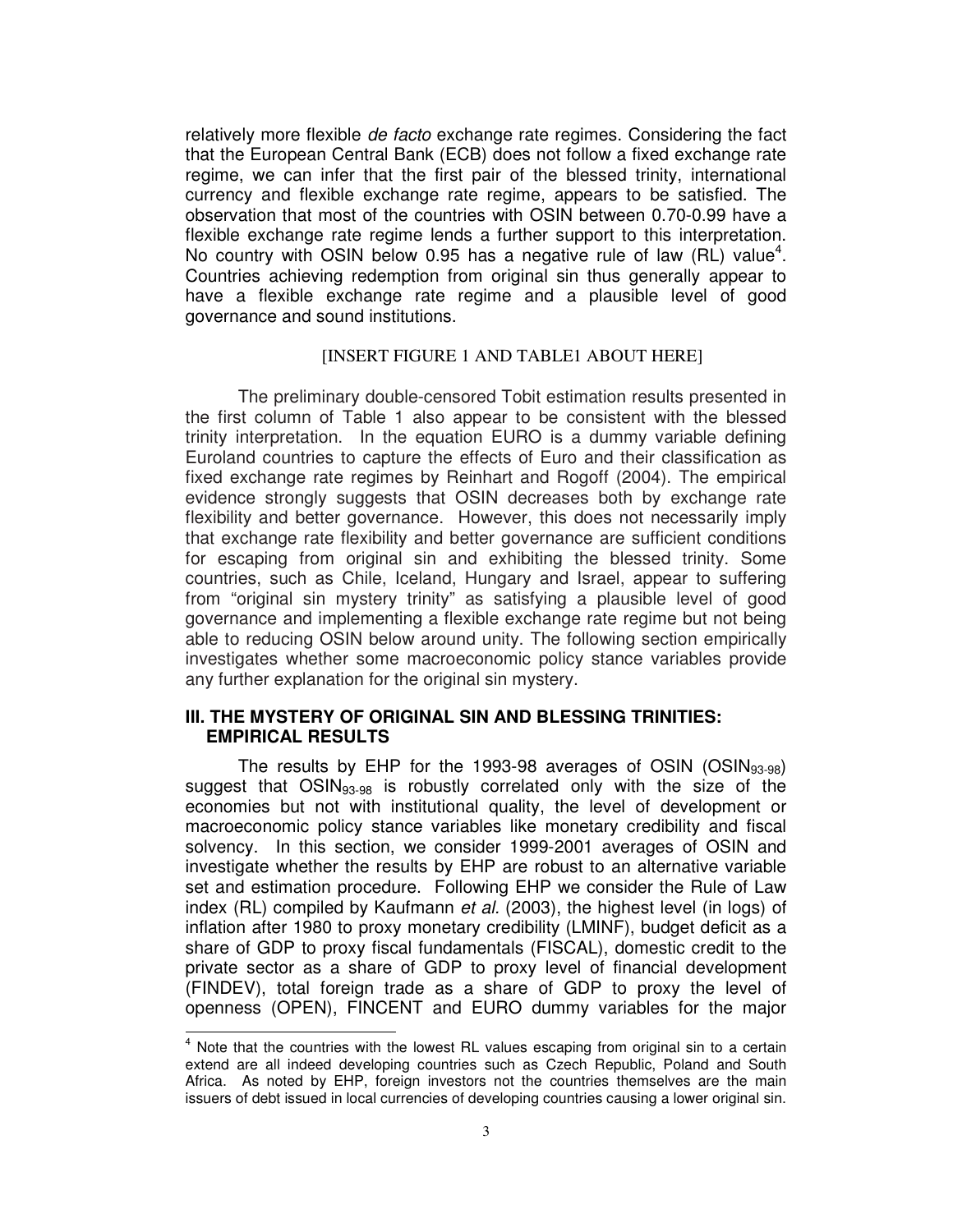relatively more flexible *de facto* exchange rate regimes. Considering the fact that the European Central Bank (ECB) does not follow a fixed exchange rate regime, we can infer that the first pair of the blessed trinity, international currency and flexible exchange rate regime, appears to be satisfied. The observation that most of the countries with OSIN between 0.70-0.99 have a flexible exchange rate regime lends a further support to this interpretation. No country with OSIN below 0.95 has a negative rule of law (RL) value[4]. Countries achieving redemption from original sin thus generally appear to have a flexible exchange rate regime and a plausible level of good governance and sound institutions.

[INSERT FIGURE 1 AND TABLE1 ABOUT HERE]

The preliminary double-censored Tobit estimation results presented in the first column of Table 1 also appear to be consistent with the blessed trinity interpretation. In the equation EURO is a dummy variable defining Euroland countries to capture the effects of Euro and their classification as fixed exchange rate regimes by Reinhart and Rogoff (2004). The empirical evidence strongly suggests that OSIN decreases both by exchange rate flexibility and better governance. However, this does not necessarily imply that exchange rate flexibility and better governance are sufficient conditions for escaping from original sin and exhibiting the blessed trinity. Some countries, such as Chile, Iceland, Hungary and Israel, appear to suffering from "original sin mystery trinity" as satisfying a plausible level of good governance and implementing a flexible exchange rate regime but not being able to reducing OSIN below around unity. The following section empirically investigates whether some macroeconomic policy stance variables provide any further explanation for the original sin mystery.

## III. THE MYSTERY OF ORIGINAL SIN AND BLESSING TRINITIES: EMPIRICAL RESULTS

The results by EHP for the 1993-98 averages of OSIN ($OSIN_{93-98}$) suggest that $OSIN_{93-98}$ is robustly correlated only with the size of the economies but not with institutional quality, the level of development or macroeconomic policy stance variables like monetary credibility and fiscal solvency. In this section, we consider 1999-2001 averages of OSIN and investigate whether the results by EHP are robust to an alternative variable set and estimation procedure. Following EHP we consider the Rule of Law index (RL) compiled by Kaufmann *et al.* (2003), the highest level (in logs) of inflation after 1980 to proxy monetary credibility (LMINF), budget deficit as a share of GDP to proxy fiscal fundamentals (FISCAL), domestic credit to the private sector as a share of GDP to proxy level of financial development (FINDEV), total foreign trade as a share of GDP to proxy the level of openness (OPEN), FINCENT and EURO dummy variables for the major

[4] Note that the countries with the lowest RL values escaping from original sin to a certain extend are all indeed developing countries such as Czech Republic, Poland and South Africa. As noted by EHP, foreign investors not the countries themselves are the main issuers of debt issued in local currencies of developing countries causing a lower original sin.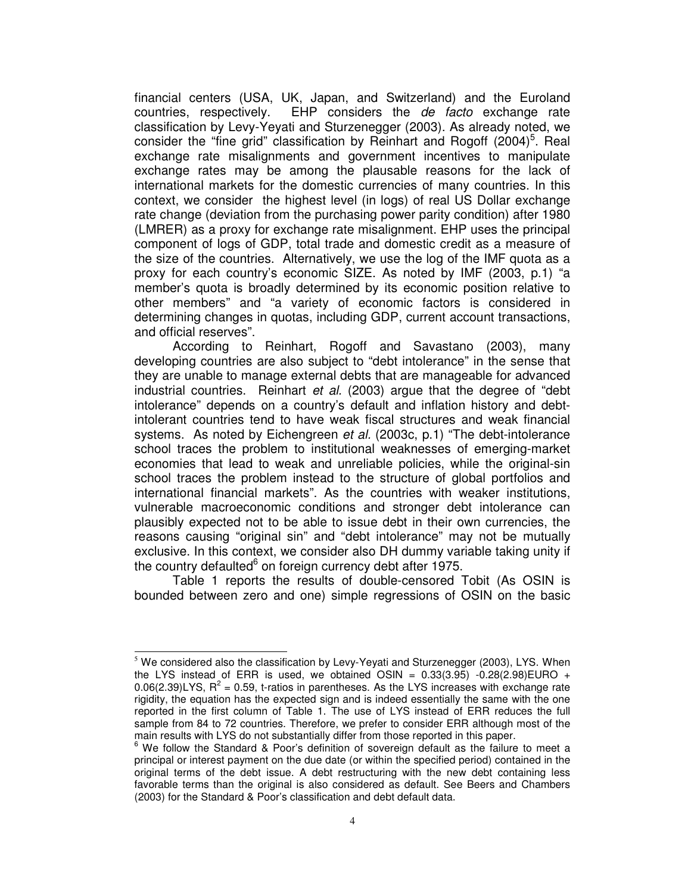financial centers (USA, UK, Japan, and Switzerland) and the Euroland countries, respectively. EHP considers the *de facto* exchange rate classification by Levy-Yeyati and Sturzenegger (2003). As already noted, we consider the "fine grid" classification by Reinhart and Rogoff (2004)[5]. Real exchange rate misalignments and government incentives to manipulate exchange rates may be among the plausable reasons for the lack of international markets for the domestic currencies of many countries. In this context, we consider the highest level (in logs) of real US Dollar exchange rate change (deviation from the purchasing power parity condition) after 1980 (LMRER) as a proxy for exchange rate misalignment. EHP uses the principal component of logs of GDP, total trade and domestic credit as a measure of the size of the countries. Alternatively, we use the log of the IMF quota as a proxy for each country's economic SIZE. As noted by IMF (2003, p.1) "a member's quota is broadly determined by its economic position relative to other members" and "a variety of economic factors is considered in determining changes in quotas, including GDP, current account transactions, and official reserves".

According to Reinhart, Rogoff and Savastano (2003), many developing countries are also subject to "debt intolerance" in the sense that they are unable to manage external debts that are manageable for advanced industrial countries. Reinhart *et al.* (2003) argue that the degree of "debt intolerance" depends on a country's default and inflation history and debt-intolerant countries tend to have weak fiscal structures and weak financial systems. As noted by Eichengreen *et al.* (2003c, p.1) "The debt-intolerance school traces the problem to institutional weaknesses of emerging-market economies that lead to weak and unreliable policies, while the original-sin school traces the problem instead to the structure of global portfolios and international financial markets". As the countries with weaker institutions, vulnerable macroeconomic conditions and stronger debt intolerance can plausibly expected not to be able to issue debt in their own currencies, the reasons causing "original sin" and "debt intolerance" may not be mutually exclusive. In this context, we consider also DH dummy variable taking unity if the country defaulted[6] on foreign currency debt after 1975.

Table 1 reports the results of double-censored Tobit (As OSIN is bounded between zero and one) simple regressions of OSIN on the basic

---

[5] We considered also the classification by Levy-Yeyati and Sturzenegger (2003), LYS. When the LYS instead of ERR is used, we obtained OSIN = 0.33(3.95) -0.28(2.98)EURO + 0.06(2.39)LYS, $R^2$ = 0.59, t-ratios in parentheses. As the LYS increases with exchange rate rigidity, the equation has the expected sign and is indeed essentially the same with the one reported in the first column of Table 1. The use of LYS instead of ERR reduces the full sample from 84 to 72 countries. Therefore, we prefer to consider ERR although most of the main results with LYS do not substantially differ from those reported in this paper.

[6] We follow the Standard & Poor's definition of sovereign default as the failure to meet a principal or interest payment on the due date (or within the specified period) contained in the original terms of the debt issue. A debt restructuring with the new debt containing less favorable terms than the original is also considered as default. See Beers and Chambers (2003) for the Standard & Poor's classification and debt default data.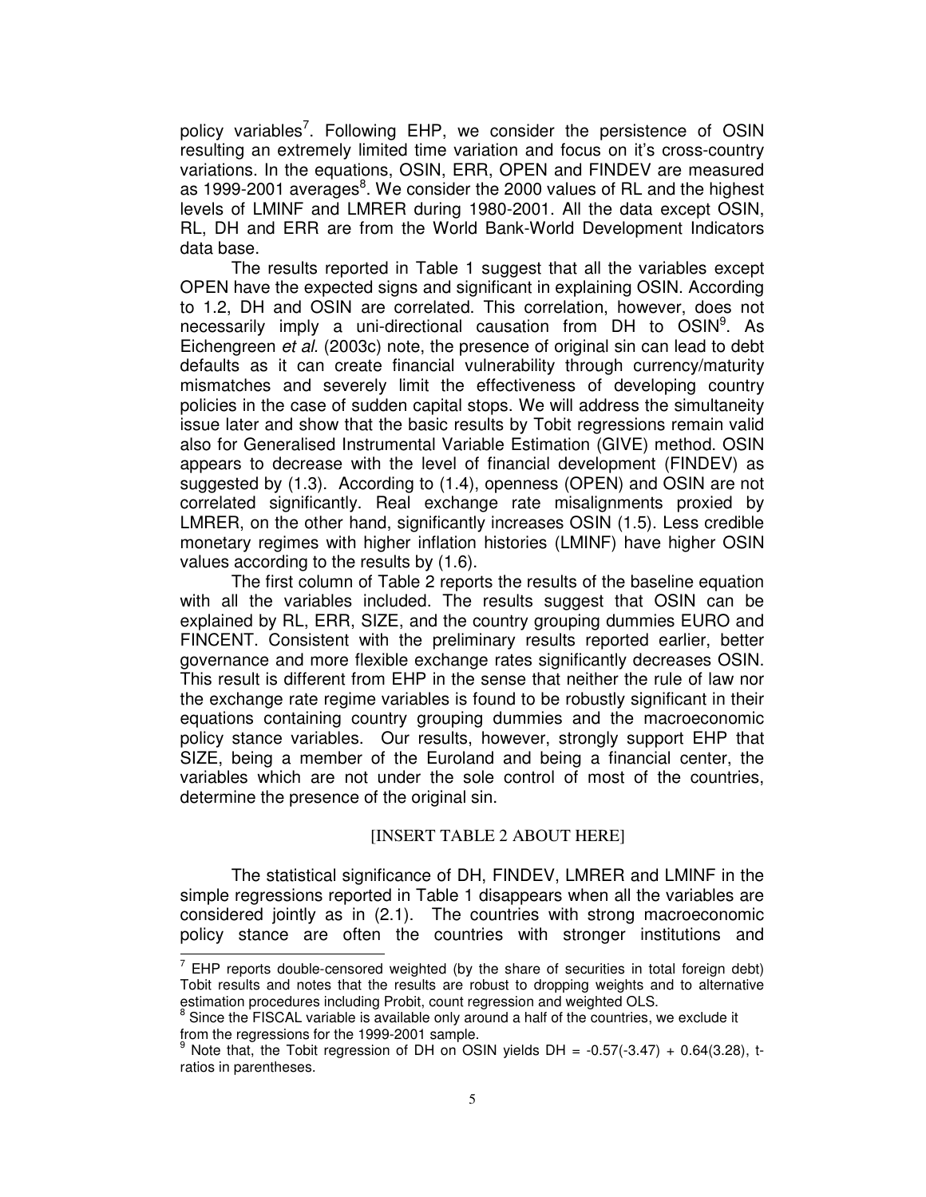policy variables[7]. Following EHP, we consider the persistence of OSIN resulting an extremely limited time variation and focus on it's cross-country variations. In the equations, OSIN, ERR, OPEN and FINDEV are measured as 1999-2001 averages[8]. We consider the 2000 values of RL and the highest levels of LMINF and LMRER during 1980-2001. All the data except OSIN, RL, DH and ERR are from the World Bank-World Development Indicators data base.

The results reported in Table 1 suggest that all the variables except OPEN have the expected signs and significant in explaining OSIN. According to 1.2, DH and OSIN are correlated. This correlation, however, does not necessarily imply a uni-directional causation from DH to OSIN[9]. As Eichengreen *et al.* (2003c) note, the presence of original sin can lead to debt defaults as it can create financial vulnerability through currency/maturity mismatches and severely limit the effectiveness of developing country policies in the case of sudden capital stops. We will address the simultaneity issue later and show that the basic results by Tobit regressions remain valid also for Generalised Instrumental Variable Estimation (GIVE) method. OSIN appears to decrease with the level of financial development (FINDEV) as suggested by (1.3). According to (1.4), openness (OPEN) and OSIN are not correlated significantly. Real exchange rate misalignments proxied by LMRER, on the other hand, significantly increases OSIN (1.5). Less credible monetary regimes with higher inflation histories (LMINF) have higher OSIN values according to the results by (1.6).

The first column of Table 2 reports the results of the baseline equation with all the variables included. The results suggest that OSIN can be explained by RL, ERR, SIZE, and the country grouping dummies EURO and FINCENT. Consistent with the preliminary results reported earlier, better governance and more flexible exchange rates significantly decreases OSIN. This result is different from EHP in the sense that neither the rule of law nor the exchange rate regime variables is found to be robustly significant in their equations containing country grouping dummies and the macroeconomic policy stance variables. Our results, however, strongly support EHP that SIZE, being a member of the Euroland and being a financial center, the variables which are not under the sole control of most of the countries, determine the presence of the original sin.

[INSERT TABLE 2 ABOUT HERE]

The statistical significance of DH, FINDEV, LMRER and LMINF in the simple regressions reported in Table 1 disappears when all the variables are considered jointly as in (2.1). The countries with strong macroeconomic policy stance are often the countries with stronger institutions and

---

[7] EHP reports double-censored weighted (by the share of securities in total foreign debt) Tobit results and notes that the results are robust to dropping weights and to alternative estimation procedures including Probit, count regression and weighted OLS.

[8] Since the FISCAL variable is available only around a half of the countries, we exclude it from the regressions for the 1999-2001 sample.

[9] Note that, the Tobit regression of DH on OSIN yields DH = -0.57(-3.47) + 0.64(3.28), t-ratios in parentheses.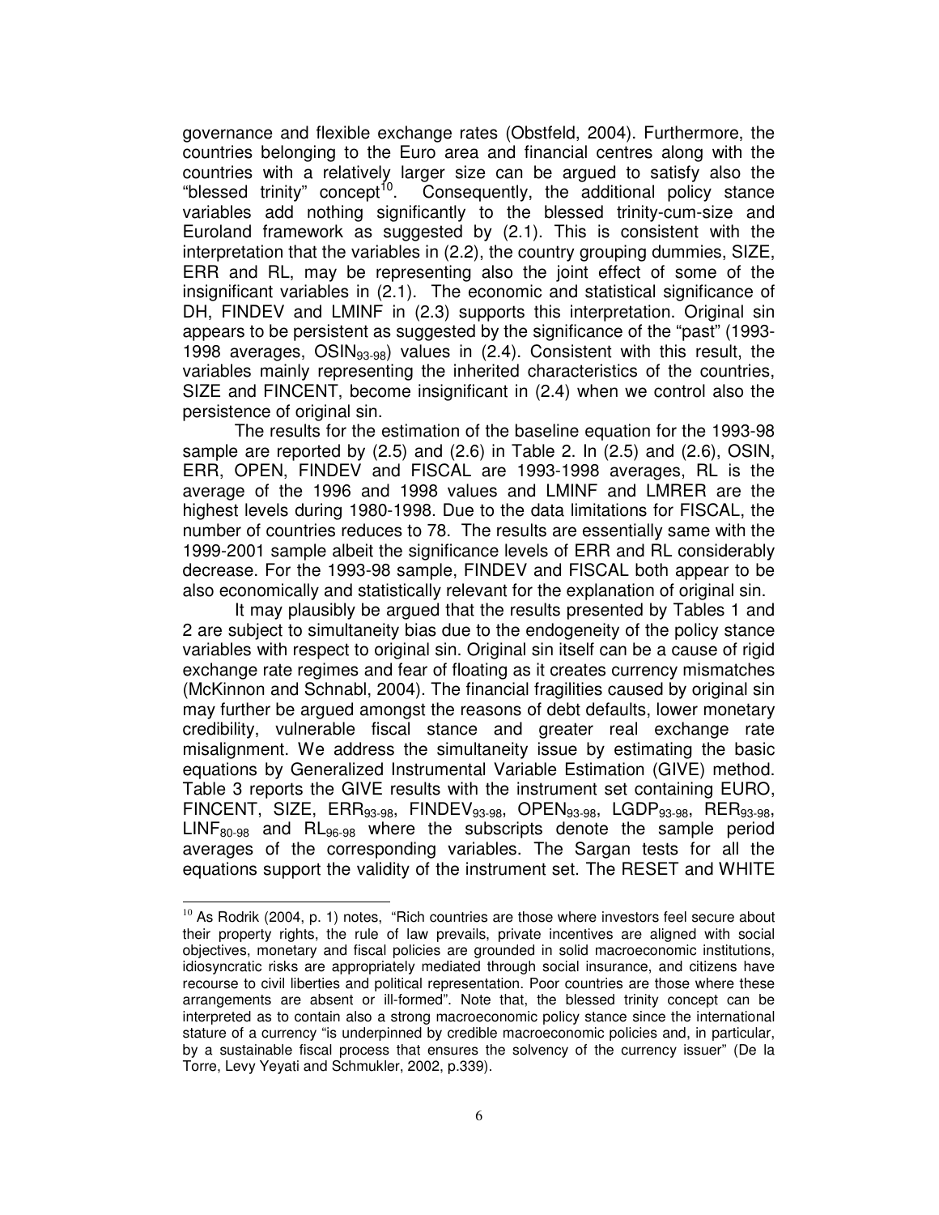governance and flexible exchange rates (Obstfeld, 2004). Furthermore, the countries belonging to the Euro area and financial centres along with the countries with a relatively larger size can be argued to satisfy also the "blessed trinity" concept[10]. Consequently, the additional policy stance variables add nothing significantly to the blessed trinity-cum-size and Euroland framework as suggested by (2.1). This is consistent with the interpretation that the variables in (2.2), the country grouping dummies, SIZE, ERR and RL, may be representing also the joint effect of some of the insignificant variables in (2.1). The economic and statistical significance of DH, FINDEV and LMINF in (2.3) supports this interpretation. Original sin appears to be persistent as suggested by the significance of the "past" (1993-1998 averages, $OSIN_{93\text{-}98}$) values in (2.4). Consistent with this result, the variables mainly representing the inherited characteristics of the countries, SIZE and FINCENT, become insignificant in (2.4) when we control also the persistence of original sin.

The results for the estimation of the baseline equation for the 1993-98 sample are reported by (2.5) and (2.6) in Table 2. In (2.5) and (2.6), OSIN, ERR, OPEN, FINDEV and FISCAL are 1993-1998 averages, RL is the average of the 1996 and 1998 values and LMINF and LMRER are the highest levels during 1980-1998. Due to the data limitations for FISCAL, the number of countries reduces to 78. The results are essentially same with the 1999-2001 sample albeit the significance levels of ERR and RL considerably decrease. For the 1993-98 sample, FINDEV and FISCAL both appear to be also economically and statistically relevant for the explanation of original sin.

It may plausibly be argued that the results presented by Tables 1 and 2 are subject to simultaneity bias due to the endogeneity of the policy stance variables with respect to original sin. Original sin itself can be a cause of rigid exchange rate regimes and fear of floating as it creates currency mismatches (McKinnon and Schnabl, 2004). The financial fragilities caused by original sin may further be argued amongst the reasons of debt defaults, lower monetary credibility, vulnerable fiscal stance and greater real exchange rate misalignment. We address the simultaneity issue by estimating the basic equations by Generalized Instrumental Variable Estimation (GIVE) method. Table 3 reports the GIVE results with the instrument set containing EURO, FINCENT, SIZE, $ERR_{93\text{-}98}$, $FINDEV_{93\text{-}98}$, $OPEN_{93\text{-}98}$, $LGDP_{93\text{-}98}$, $RER_{93\text{-}98}$, $LINF_{80\text{-}98}$ and $RL_{96\text{-}98}$ where the subscripts denote the sample period averages of the corresponding variables. The Sargan tests for all the equations support the validity of the instrument set. The RESET and WHITE

---

[10] As Rodrik (2004, p. 1) notes, "Rich countries are those where investors feel secure about their property rights, the rule of law prevails, private incentives are aligned with social objectives, monetary and fiscal policies are grounded in solid macroeconomic institutions, idiosyncratic risks are appropriately mediated through social insurance, and citizens have recourse to civil liberties and political representation. Poor countries are those where these arrangements are absent or ill-formed". Note that, the blessed trinity concept can be interpreted as to contain also a strong macroeconomic policy stance since the international stature of a currency "is underpinned by credible macroeconomic policies and, in particular, by a sustainable fiscal process that ensures the solvency of the currency issuer" (De la Torre, Levy Yeyati and Schmukler, 2002, p.339).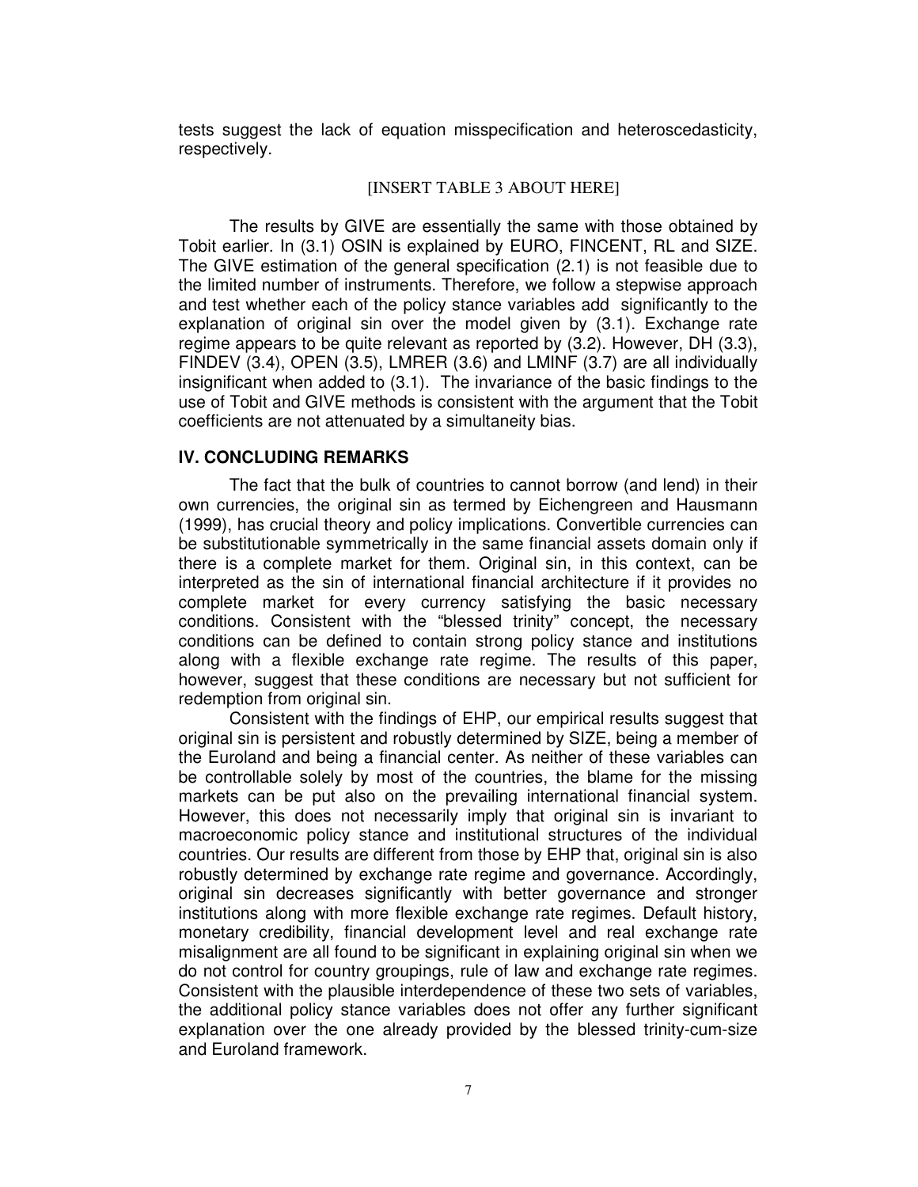tests suggest the lack of equation misspecification and heteroscedasticity, respectively.

[INSERT TABLE 3 ABOUT HERE]

The results by GIVE are essentially the same with those obtained by Tobit earlier. In (3.1) OSIN is explained by EURO, FINCENT, RL and SIZE. The GIVE estimation of the general specification (2.1) is not feasible due to the limited number of instruments. Therefore, we follow a stepwise approach and test whether each of the policy stance variables add significantly to the explanation of original sin over the model given by (3.1). Exchange rate regime appears to be quite relevant as reported by (3.2). However, DH (3.3), FINDEV (3.4), OPEN (3.5), LMRER (3.6) and LMINF (3.7) are all individually insignificant when added to (3.1). The invariance of the basic findings to the use of Tobit and GIVE methods is consistent with the argument that the Tobit coefficients are not attenuated by a simultaneity bias.

## IV. CONCLUDING REMARKS

The fact that the bulk of countries to cannot borrow (and lend) in their own currencies, the original sin as termed by Eichengreen and Hausmann (1999), has crucial theory and policy implications. Convertible currencies can be substitutionable symmetrically in the same financial assets domain only if there is a complete market for them. Original sin, in this context, can be interpreted as the sin of international financial architecture if it provides no complete market for every currency satisfying the basic necessary conditions. Consistent with the "blessed trinity" concept, the necessary conditions can be defined to contain strong policy stance and institutions along with a flexible exchange rate regime. The results of this paper, however, suggest that these conditions are necessary but not sufficient for redemption from original sin.

Consistent with the findings of EHP, our empirical results suggest that original sin is persistent and robustly determined by SIZE, being a member of the Euroland and being a financial center. As neither of these variables can be controllable solely by most of the countries, the blame for the missing markets can be put also on the prevailing international financial system. However, this does not necessarily imply that original sin is invariant to macroeconomic policy stance and institutional structures of the individual countries. Our results are different from those by EHP that, original sin is also robustly determined by exchange rate regime and governance. Accordingly, original sin decreases significantly with better governance and stronger institutions along with more flexible exchange rate regimes. Default history, monetary credibility, financial development level and real exchange rate misalignment are all found to be significant in explaining original sin when we do not control for country groupings, rule of law and exchange rate regimes. Consistent with the plausible interdependence of these two sets of variables, the additional policy stance variables does not offer any further significant explanation over the one already provided by the blessed trinity-cum-size and Euroland framework.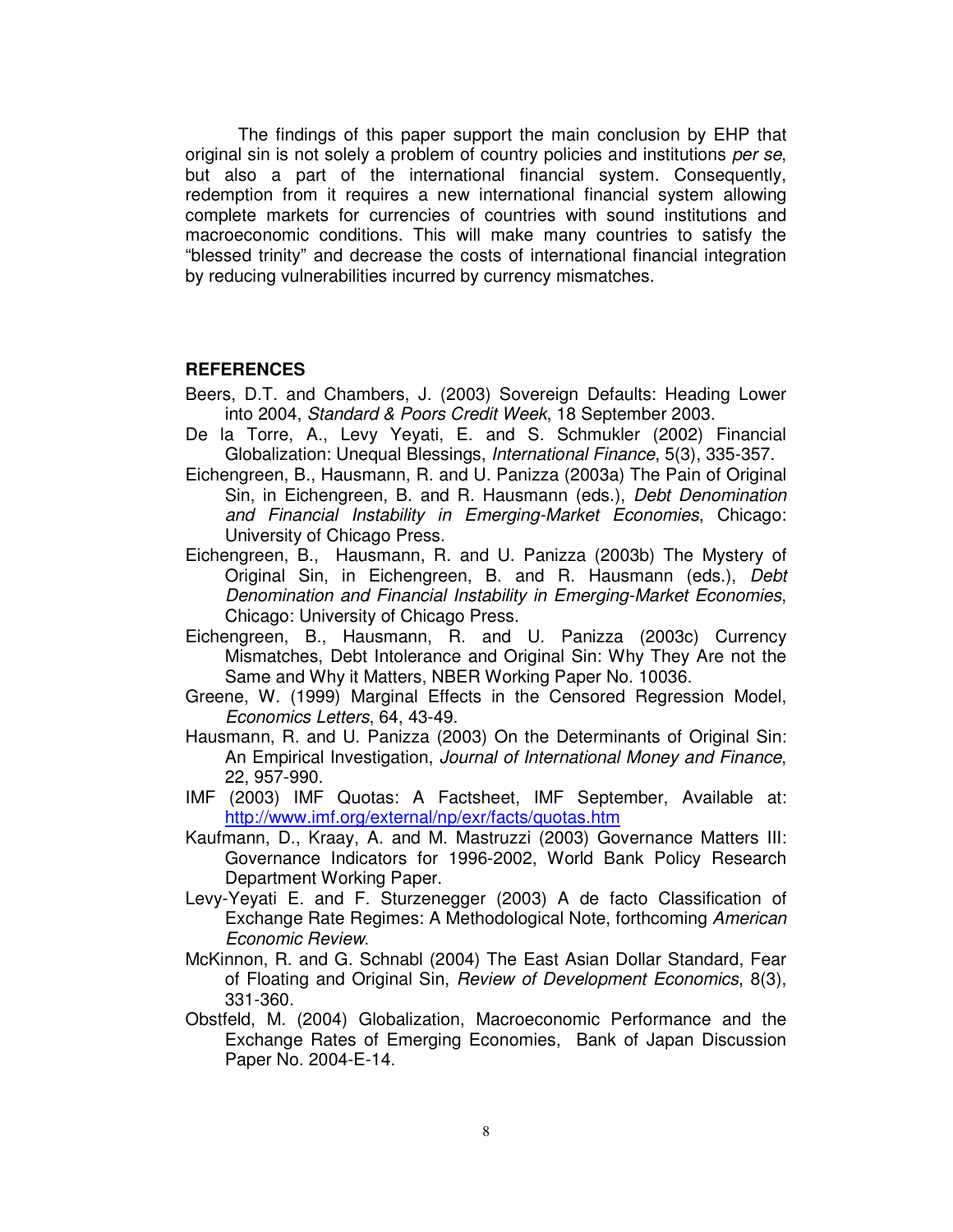The findings of this paper support the main conclusion by EHP that original sin is not solely a problem of country policies and institutions *per se*, but also a part of the international financial system. Consequently, redemption from it requires a new international financial system allowing complete markets for currencies of countries with sound institutions and macroeconomic conditions. This will make many countries to satisfy the "blessed trinity" and decrease the costs of international financial integration by reducing vulnerabilities incurred by currency mismatches.

## REFERENCES

Beers, D.T. and Chambers, J. (2003) Sovereign Defaults: Heading Lower into 2004, *Standard & Poors Credit Week*, 18 September 2003.

De la Torre, A., Levy Yeyati, E. and S. Schmukler (2002) Financial Globalization: Unequal Blessings, *International Finance*, 5(3), 335-357.

Eichengreen, B., Hausmann, R. and U. Panizza (2003a) The Pain of Original Sin, in Eichengreen, B. and R. Hausmann (eds.), *Debt Denomination and Financial Instability in Emerging-Market Economies*, Chicago: University of Chicago Press.

Eichengreen, B., Hausmann, R. and U. Panizza (2003b) The Mystery of Original Sin, in Eichengreen, B. and R. Hausmann (eds.), *Debt Denomination and Financial Instability in Emerging-Market Economies*, Chicago: University of Chicago Press.

Eichengreen, B., Hausmann, R. and U. Panizza (2003c) Currency Mismatches, Debt Intolerance and Original Sin: Why They Are not the Same and Why it Matters, NBER Working Paper No. 10036.

Greene, W. (1999) Marginal Effects in the Censored Regression Model, *Economics Letters*, 64, 43-49.

Hausmann, R. and U. Panizza (2003) On the Determinants of Original Sin: An Empirical Investigation, *Journal of International Money and Finance*, 22, 957-990.

IMF (2003) IMF Quotas: A Factsheet, IMF September, Available at: http://www.imf.org/external/np/exr/facts/quotas.htm

Kaufmann, D., Kraay, A. and M. Mastruzzi (2003) Governance Matters III: Governance Indicators for 1996-2002, World Bank Policy Research Department Working Paper.

Levy-Yeyati E. and F. Sturzenegger (2003) A de facto Classification of Exchange Rate Regimes: A Methodological Note, forthcoming *American Economic Review*.

McKinnon, R. and G. Schnabl (2004) The East Asian Dollar Standard, Fear of Floating and Original Sin, *Review of Development Economics*, 8(3), 331-360.

Obstfeld, M. (2004) Globalization, Macroeconomic Performance and the Exchange Rates of Emerging Economies, Bank of Japan Discussion Paper No. 2004-E-14.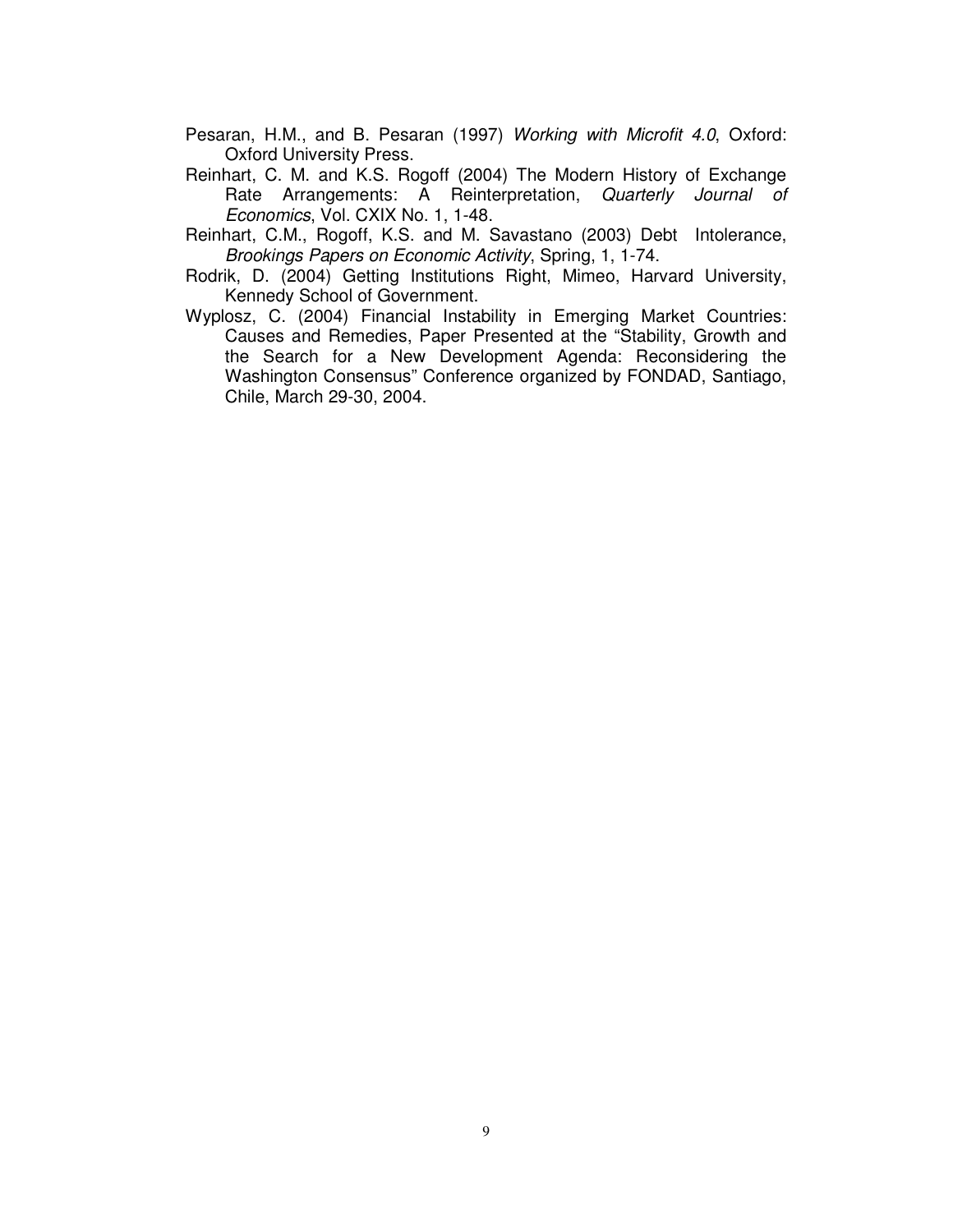Pesaran, H.M., and B. Pesaran (1997) *Working with Microfit 4.0*, Oxford: Oxford University Press.

Reinhart, C. M. and K.S. Rogoff (2004) The Modern History of Exchange Rate Arrangements: A Reinterpretation, *Quarterly Journal of Economics*, Vol. CXIX No. 1, 1-48.

Reinhart, C.M., Rogoff, K.S. and M. Savastano (2003) Debt Intolerance, *Brookings Papers on Economic Activity*, Spring, 1, 1-74.

Rodrik, D. (2004) Getting Institutions Right, Mimeo, Harvard University, Kennedy School of Government.

Wyplosz, C. (2004) Financial Instability in Emerging Market Countries: Causes and Remedies, Paper Presented at the "Stability, Growth and the Search for a New Development Agenda: Reconsidering the Washington Consensus" Conference organized by FONDAD, Santiago, Chile, March 29-30, 2004.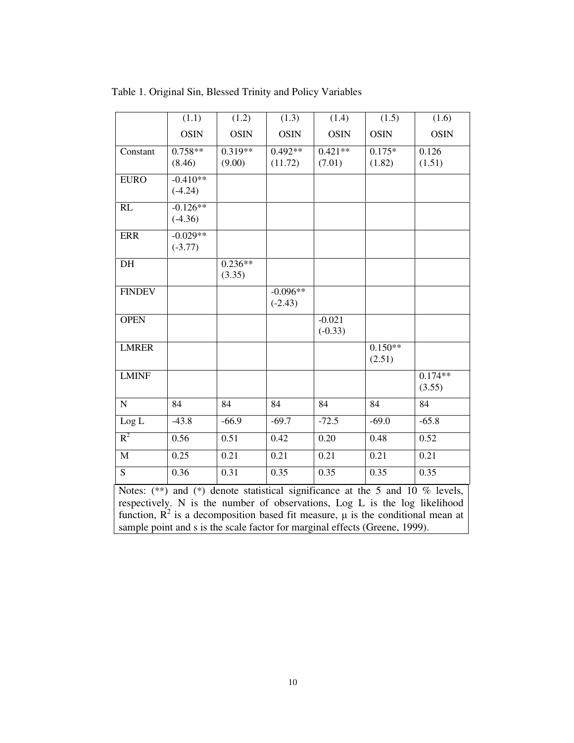Table 1. Original Sin, Blessed Trinity and Policy Variables

| | (1.1)<br>OSIN | (1.2)<br>OSIN | (1.3)<br>OSIN | (1.4)<br>OSIN | (1.5)<br>OSIN | (1.6)<br>OSIN |
|---|---|---|---|---|---|---|
| Constant | 0.758**<br>(8.46) | 0.319**<br>(9.00) | 0.492**<br>(11.72) | 0.421**<br>(7.01) | 0.175*<br>(1.82) | 0.126<br>(1.51) |
| EURO | -0.410**<br>(-4.24) | | | | | |
| RL | -0.126**<br>(-4.36) | | | | | |
| ERR | -0.029**<br>(-3.77) | | | | | |
| DH | | 0.236**<br>(3.35) | | | | |
| FINDEV | | | -0.096**<br>(-2.43) | | | |
| OPEN | | | | -0.021<br>(-0.33) | | |
| LMRER | | | | | 0.150**<br>(2.51) | |
| LMINF | | | | | | 0.174**<br>(3.55) |
| N | 84 | 84 | 84 | 84 | 84 | 84 |
| Log L | -43.8 | -66.9 | -69.7 | -72.5 | -69.0 | -65.8 |
| $R^2$ | 0.56 | 0.51 | 0.42 | 0.20 | 0.48 | 0.52 |
| M | 0.25 | 0.21 | 0.21 | 0.21 | 0.21 | 0.21 |
| S | 0.36 | 0.31 | 0.35 | 0.35 | 0.35 | 0.35 |

Notes: (**) and (*) denote statistical significance at the 5 and 10 % levels, respectively. N is the number of observations, Log L is the log likelihood function, $R^2$ is a decomposition based fit measure, $\mu$ is the conditional mean at sample point and s is the scale factor for marginal effects (Greene, 1999).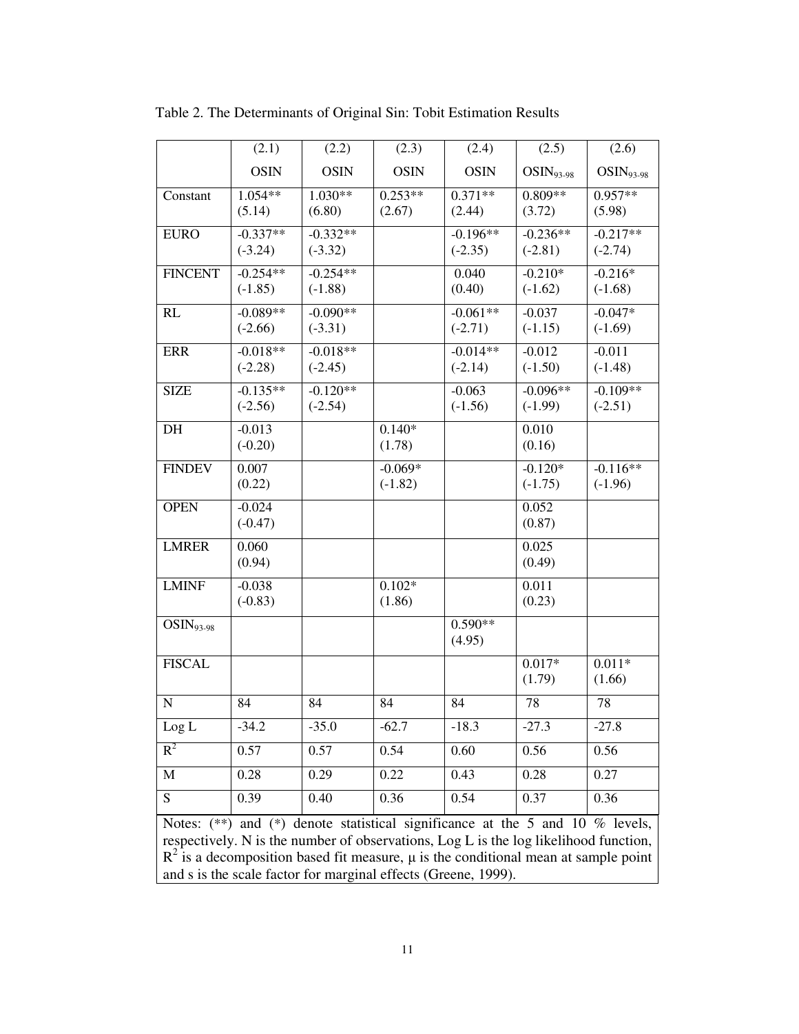Table 2. The Determinants of Original Sin: Tobit Estimation Results

| | (2.1) | (2.2) | (2.3) | (2.4) | (2.5) | (2.6) |
|---|---|---|---|---|---|---|
| | OSIN | OSIN | OSIN | OSIN | $OSIN_{93\text{-}98}$ | $OSIN_{93\text{-}98}$ |
| Constant | 1.054** (5.14) | 1.030** (6.80) | 0.253** (2.67) | 0.371** (2.44) | 0.809** (3.72) | 0.957** (5.98) |
| EURO | -0.337** (-3.24) | -0.332** (-3.32) | | -0.196** (-2.35) | -0.236** (-2.81) | -0.217** (-2.74) |
| FINCENT | -0.254** (-1.85) | -0.254** (-1.88) | | 0.040 (0.40) | -0.210* (-1.62) | -0.216* (-1.68) |
| RL | -0.089** (-2.66) | -0.090** (-3.31) | | -0.061** (-2.71) | -0.037 (-1.15) | -0.047* (-1.69) |
| ERR | -0.018** (-2.28) | -0.018** (-2.45) | | -0.014** (-2.14) | -0.012 (-1.50) | -0.011 (-1.48) |
| SIZE | -0.135** (-2.56) | -0.120** (-2.54) | | -0.063 (-1.56) | -0.096** (-1.99) | -0.109** (-2.51) |
| DH | -0.013 (-0.20) | | 0.140* (1.78) | | 0.010 (0.16) | |
| FINDEV | 0.007 (0.22) | | -0.069* (-1.82) | | -0.120* (-1.75) | -0.116** (-1.96) |
| OPEN | -0.024 (-0.47) | | | | 0.052 (0.87) | |
| LMRER | 0.060 (0.94) | | | | 0.025 (0.49) | |
| LMINF | -0.038 (-0.83) | | 0.102* (1.86) | | 0.011 (0.23) | |
| $OSIN_{93\text{-}98}$ | | | | 0.590** (4.95) | | |
| FISCAL | | | | | 0.017* (1.79) | 0.011* (1.66) |
| N | 84 | 84 | 84 | 84 | 78 | 78 |
| Log L | -34.2 | -35.0 | -62.7 | -18.3 | -27.3 | -27.8 |
| $R^2$ | 0.57 | 0.57 | 0.54 | 0.60 | 0.56 | 0.56 |
| M | 0.28 | 0.29 | 0.22 | 0.43 | 0.28 | 0.27 |
| S | 0.39 | 0.40 | 0.36 | 0.54 | 0.37 | 0.36 |

Notes: (**) and (*) denote statistical significance at the 5 and 10 % levels, respectively. N is the number of observations, Log L is the log likelihood function, $R^2$ is a decomposition based fit measure, $\mu$ is the conditional mean at sample point and s is the scale factor for marginal effects (Greene, 1999).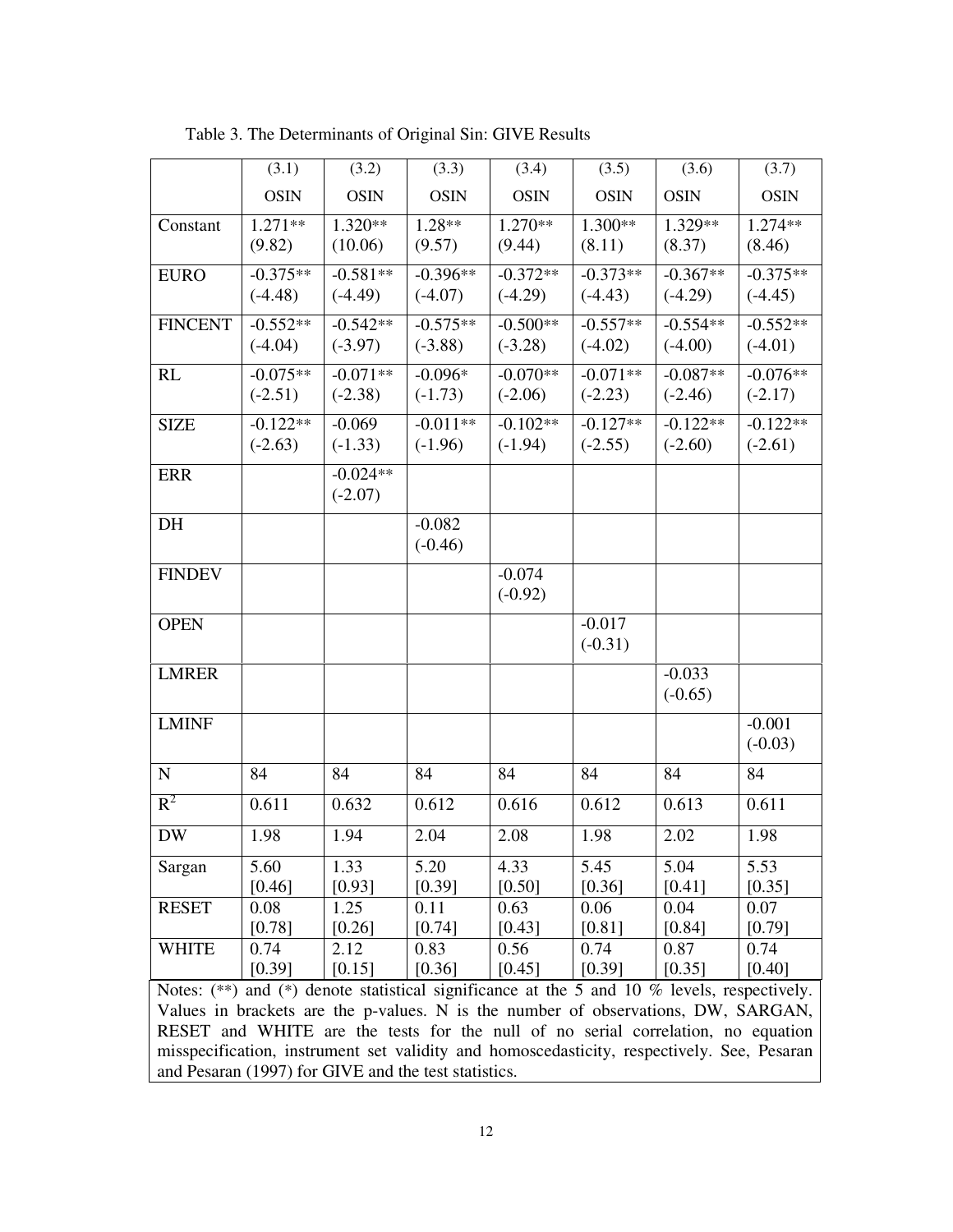Table 3. The Determinants of Original Sin: GIVE Results

| | (3.1) | (3.2) | (3.3) | (3.4) | (3.5) | (3.6) | (3.7) |
|---|---|---|---|---|---|---|---|
| | OSIN | OSIN | OSIN | OSIN | OSIN | OSIN | OSIN |
| Constant | 1.271** (9.82) | 1.320** (10.06) | 1.28** (9.57) | 1.270** (9.44) | 1.300** (8.11) | 1.329** (8.37) | 1.274** (8.46) |
| EURO | -0.375** (-4.48) | -0.581** (-4.49) | -0.396** (-4.07) | -0.372** (-4.29) | -0.373** (-4.43) | -0.367** (-4.29) | -0.375** (-4.45) |
| FINCENT | -0.552** (-4.04) | -0.542** (-3.97) | -0.575** (-3.88) | -0.500** (-3.28) | -0.557** (-4.02) | -0.554** (-4.00) | -0.552** (-4.01) |
| RL | -0.075** (-2.51) | -0.071** (-2.38) | -0.096* (-1.73) | -0.070** (-2.06) | -0.071** (-2.23) | -0.087** (-2.46) | -0.076** (-2.17) |
| SIZE | -0.122** (-2.63) | -0.069 (-1.33) | -0.011** (-1.96) | -0.102** (-1.94) | -0.127** (-2.55) | -0.122** (-2.60) | -0.122** (-2.61) |
| ERR | | -0.024** (-2.07) | | | | | |
| DH | | | -0.082 (-0.46) | | | | |
| FINDEV | | | | -0.074 (-0.92) | | | |
| OPEN | | | | | -0.017 (-0.31) | | |
| LMRER | | | | | | -0.033 (-0.65) | |
| LMINF | | | | | | | -0.001 (-0.03) |
| N | 84 | 84 | 84 | 84 | 84 | 84 | 84 |
| $R^2$ | 0.611 | 0.632 | 0.612 | 0.616 | 0.612 | 0.613 | 0.611 |
| DW | 1.98 | 1.94 | 2.04 | 2.08 | 1.98 | 2.02 | 1.98 |
| Sargan | 5.60 [0.46] | 1.33 [0.93] | 5.20 [0.39] | 4.33 [0.50] | 5.45 [0.36] | 5.04 [0.41] | 5.53 [0.35] |
| RESET | 0.08 [0.78] | 1.25 [0.26] | 0.11 [0.74] | 0.63 [0.43] | 0.06 [0.81] | 0.04 [0.84] | 0.07 [0.79] |
| WHITE | 0.74 [0.39] | 2.12 [0.15] | 0.83 [0.36] | 0.56 [0.45] | 0.74 [0.39] | 0.87 [0.35] | 0.74 [0.40] |

Notes: (**) and (*) denote statistical significance at the 5 and 10 % levels, respectively. Values in brackets are the p-values. N is the number of observations, DW, SARGAN, RESET and WHITE are the tests for the null of no serial correlation, no equation misspecification, instrument set validity and homoscedasticity, respectively. See, Pesaran and Pesaran (1997) for GIVE and the test statistics.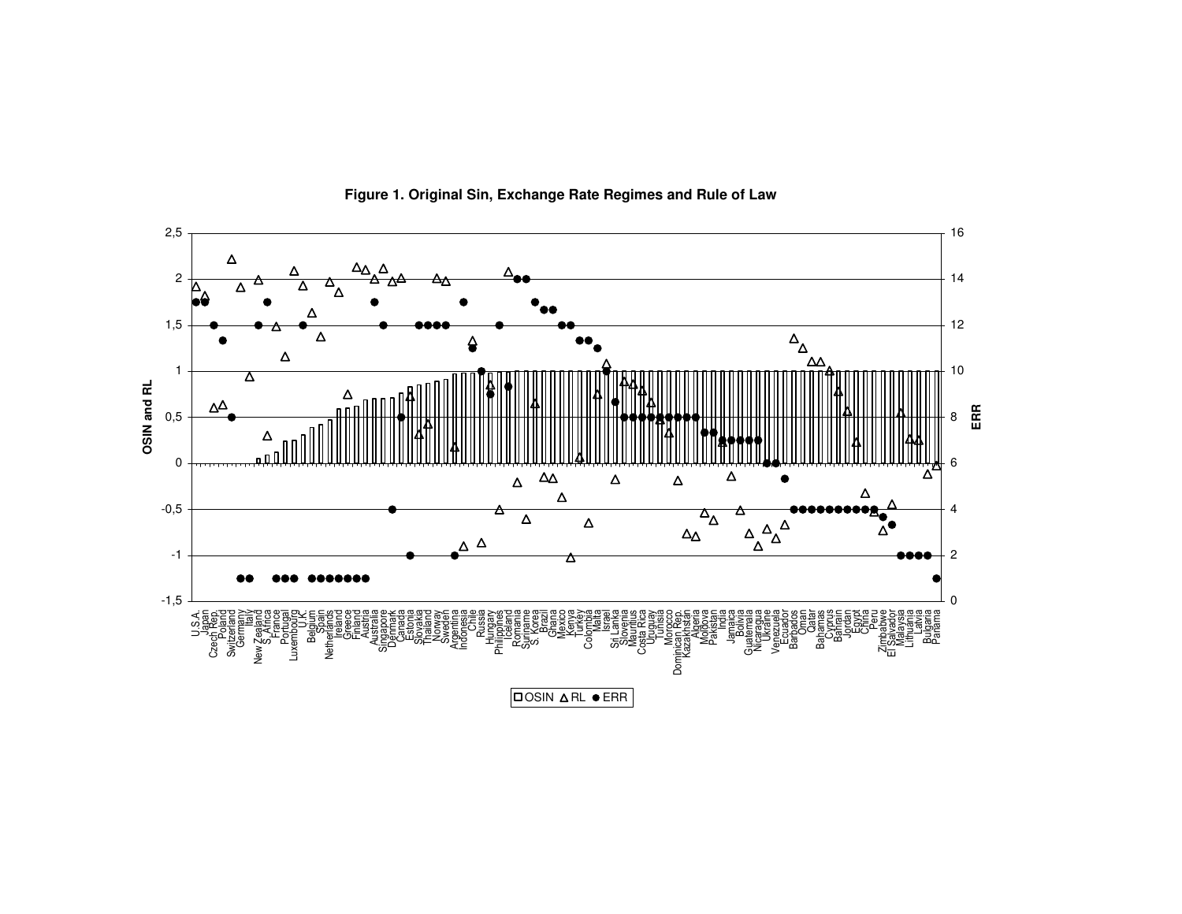**Figure 1. Original Sin, Exchange Rate Regimes and Rule of Law**

OSIN and RL

2,5
2
1,5
1
0,5
0
-0,5
-1
-1,5

ERR

16
14
12
10
8
6
4
2
0

U.S.A.
Japan
Czech Rep.
Poland
Switzerland
Germany
Italy
New Zealand
S. Africa
France
Portugal
Luxembourg
U.K.
Belgium
Spain
Netherlands
Ireland
Greece
Finland
Austria
Australia
Singapore
Denmark
Canada
Estonia
Slovakia
Thailand
Norway
Sweden
Argentina
Indonesia
Chile
Russia
Hungary
Philippines
Iceland
Romania
Suriname
S. Korea
Brazil
Ghana
Mexico
Kenya
Turkey
Colombia
Malta
Israel
Sri Lanka
Slovenia
Mauritius
Costa Rica
Uruguay
Tunisia
Morocco
Dominican Rep.
Kazakhstan
Algeria
Moldova
Pakistan
India
Jamaica
Bolivia
Guatemala
Nicaragua
Ukraine
Venezuela
Ecuador
Barbados
Oman
Qatar
Bahamas
Cyprus
Bahrain
Jordan
Egypt
China
Peru
Zimbabwe
El Salvador
Malaysia
Lithuania
Latvia
Bulgaria
Panama

□OSIN △RL ●ERR